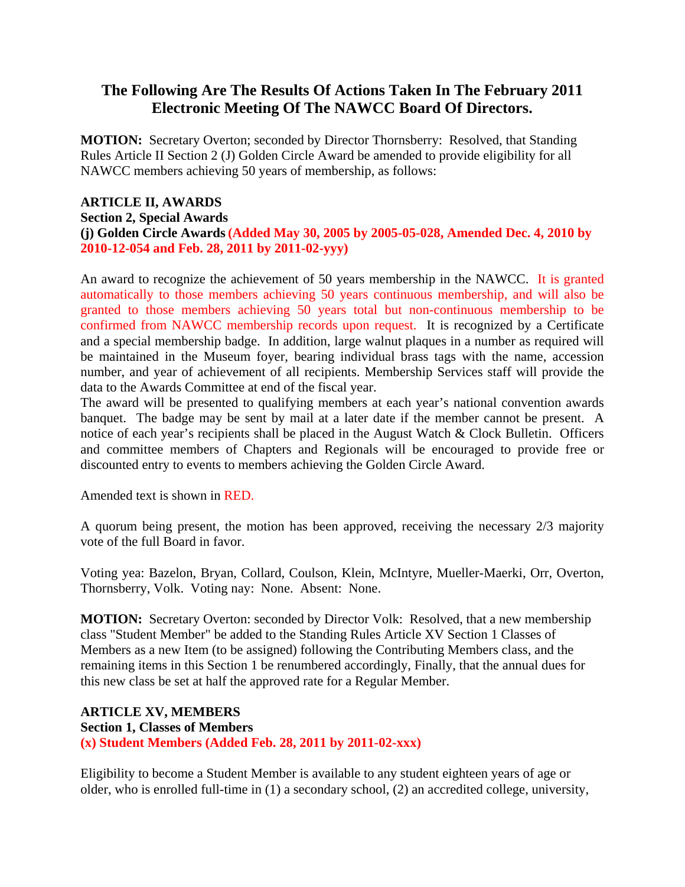## The Following Are The Results Of Actions Taken In The February 2011 Electronic Meeting Of The NAWCC Board Of Directors.

**MOTION:** Secretary Overton; seconded by Director Thornsberry: Resolved, that Standing Rules Article II Section 2 (J) Golden Circle Award be amended to provide eligibility for all NAWCC members achieving 50 years of membership, as follows:

**ARTICLE II, AWARDS**
**Section 2, Special Awards**
**(j) Golden Circle Awards (Added May 30, 2005 by 2005-05-028, Amended Dec. 4, 2010 by 2010-12-054 and Feb. 28, 2011 by 2011-02-yyy)**

An award to recognize the achievement of 50 years membership in the NAWCC. It is granted automatically to those members achieving 50 years continuous membership, and will also be granted to those members achieving 50 years total but non-continuous membership to be confirmed from NAWCC membership records upon request. It is recognized by a Certificate and a special membership badge. In addition, large walnut plaques in a number as required will be maintained in the Museum foyer, bearing individual brass tags with the name, accession number, and year of achievement of all recipients. Membership Services staff will provide the data to the Awards Committee at end of the fiscal year.
The award will be presented to qualifying members at each year's national convention awards banquet. The badge may be sent by mail at a later date if the member cannot be present. A notice of each year's recipients shall be placed in the August Watch & Clock Bulletin. Officers and committee members of Chapters and Regionals will be encouraged to provide free or discounted entry to events to members achieving the Golden Circle Award.

Amended text is shown in RED.

A quorum being present, the motion has been approved, receiving the necessary 2/3 majority vote of the full Board in favor.

Voting yea: Bazelon, Bryan, Collard, Coulson, Klein, McIntyre, Mueller-Maerki, Orr, Overton, Thornsberry, Volk. Voting nay: None. Absent: None.

**MOTION:** Secretary Overton: seconded by Director Volk: Resolved, that a new membership class "Student Member" be added to the Standing Rules Article XV Section 1 Classes of Members as a new Item (to be assigned) following the Contributing Members class, and the remaining items in this Section 1 be renumbered accordingly, Finally, that the annual dues for this new class be set at half the approved rate for a Regular Member.

**ARTICLE XV, MEMBERS**
**Section 1, Classes of Members**
**(x) Student Members (Added Feb. 28, 2011 by 2011-02-xxx)**

Eligibility to become a Student Member is available to any student eighteen years of age or older, who is enrolled full-time in (1) a secondary school, (2) an accredited college, university,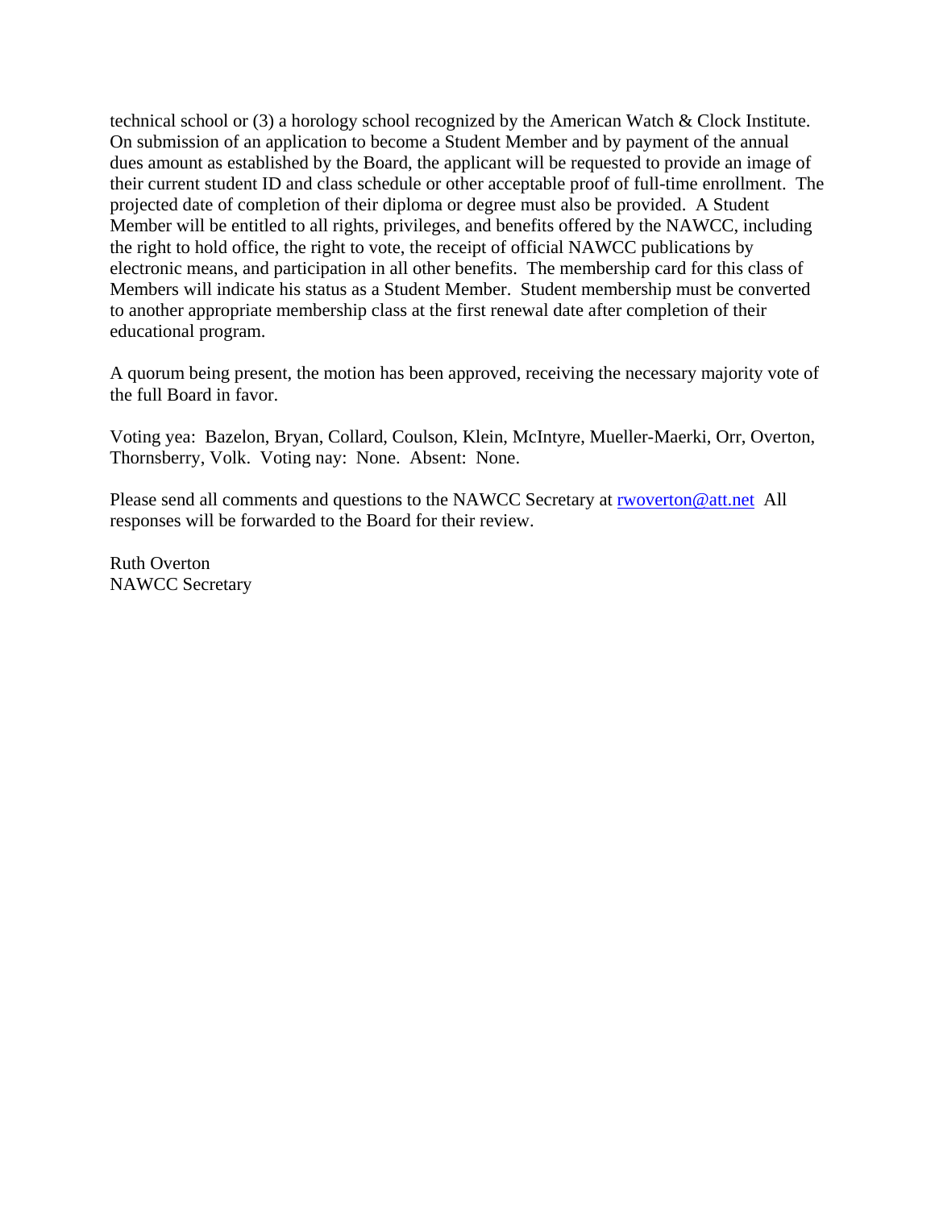technical school or (3) a horology school recognized by the American Watch & Clock Institute. On submission of an application to become a Student Member and by payment of the annual dues amount as established by the Board, the applicant will be requested to provide an image of their current student ID and class schedule or other acceptable proof of full-time enrollment. The projected date of completion of their diploma or degree must also be provided. A Student Member will be entitled to all rights, privileges, and benefits offered by the NAWCC, including the right to hold office, the right to vote, the receipt of official NAWCC publications by electronic means, and participation in all other benefits. The membership card for this class of Members will indicate his status as a Student Member. Student membership must be converted to another appropriate membership class at the first renewal date after completion of their educational program.

A quorum being present, the motion has been approved, receiving the necessary majority vote of the full Board in favor.

Voting yea: Bazelon, Bryan, Collard, Coulson, Klein, McIntyre, Mueller-Maerki, Orr, Overton, Thornsberry, Volk. Voting nay: None. Absent: None.

Please send all comments and questions to the NAWCC Secretary at rwoverton@att.net All responses will be forwarded to the Board for their review.

Ruth Overton
NAWCC Secretary